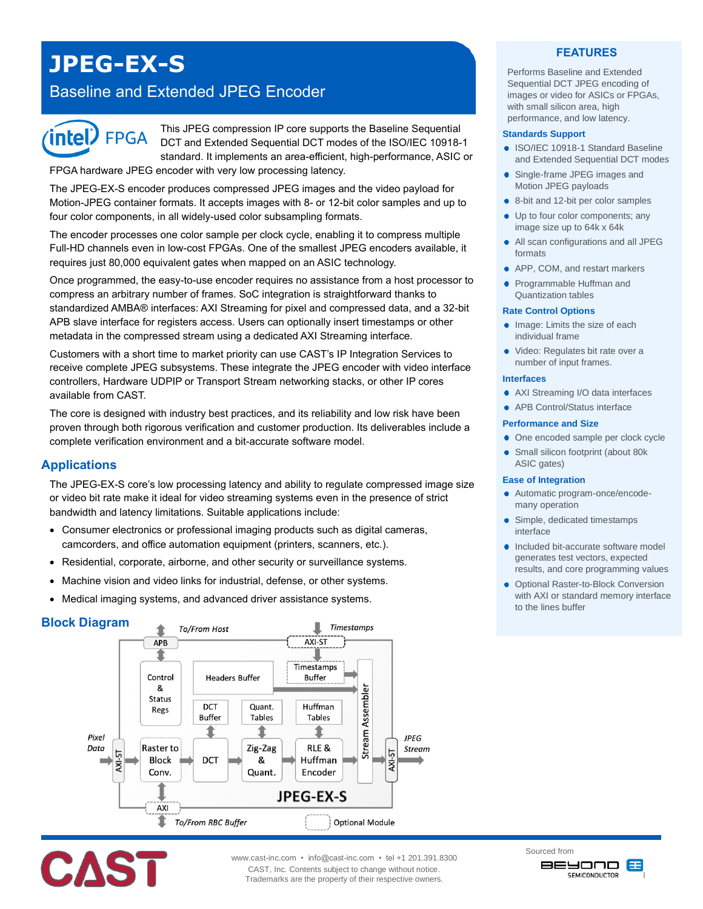# JPEG-EX-S

## Baseline and Extended JPEG Encoder

This JPEG compression IP core supports the Baseline Sequential DCT and Extended Sequential DCT modes of the ISO/IEC 10918-1 standard. It implements an area-efficient, high-performance, ASIC or FPGA hardware JPEG encoder with very low processing latency.

The JPEG-EX-S encoder produces compressed JPEG images and the video payload for Motion-JPEG container formats. It accepts images with 8- or 12-bit color samples and up to four color components, in all widely-used color subsampling formats.

The encoder processes one color sample per clock cycle, enabling it to compress multiple Full-HD channels even in low-cost FPGAs. One of the smallest JPEG encoders available, it requires just 80,000 equivalent gates when mapped on an ASIC technology.

Once programmed, the easy-to-use encoder requires no assistance from a host processor to compress an arbitrary number of frames. SoC integration is straightforward thanks to standardized AMBA® interfaces: AXI Streaming for pixel and compressed data, and a 32-bit APB slave interface for registers access. Users can optionally insert timestamps or other metadata in the compressed stream using a dedicated AXI Streaming interface.

Customers with a short time to market priority can use CAST's IP Integration Services to receive complete JPEG subsystems. These integrate the JPEG encoder with video interface controllers, Hardware UDPIP or Transport Stream networking stacks, or other IP cores available from CAST.

The core is designed with industry best practices, and its reliability and low risk have been proven through both rigorous verification and customer production. Its deliverables include a complete verification environment and a bit-accurate software model.

## Applications

The JPEG-EX-S core's low processing latency and ability to regulate compressed image size or video bit rate make it ideal for video streaming systems even in the presence of strict bandwidth and latency limitations. Suitable applications include:

- Consumer electronics or professional imaging products such as digital cameras, camcorders, and office automation equipment (printers, scanners, etc.).
- Residential, corporate, airborne, and other security or surveillance systems.
- Machine vision and video links for industrial, defense, or other systems.
- Medical imaging systems, and advanced driver assistance systems.

## Block Diagram

To/From Host · APB · Timestamps · AXI-ST · Control & Status Regs · Headers Buffer · Timestamps Buffer · DCT Buffer · Quant. Tables · Huffman Tables · Stream Assembler · Pixel Data · AXI-ST · Raster to Block Conv. · DCT · Zig-Zag & Quant. · RLE & Huffman Encoder · AXI-ST · JPEG Stream · JPEG-EX-S · AXI · To/From RBC Buffer · Optional Module

## FEATURES

Performs Baseline and Extended Sequential DCT JPEG encoding of images or video for ASICs or FPGAs, with small silicon area, high performance, and low latency.

### Standards Support

- ISO/IEC 10918-1 Standard Baseline and Extended Sequential DCT modes
- Single-frame JPEG images and Motion JPEG payloads
- 8-bit and 12-bit per color samples
- Up to four color components; any image size up to 64k x 64k
- All scan configurations and all JPEG formats
- APP, COM, and restart markers
- Programmable Huffman and Quantization tables

### Rate Control Options

- Image: Limits the size of each individual frame
- Video: Regulates bit rate over a number of input frames.

### Interfaces

- AXI Streaming I/O data interfaces
- APB Control/Status interface

### Performance and Size

- One encoded sample per clock cycle
- Small silicon footprint (about 80k ASIC gates)

### Ease of Integration

- Automatic program-once/encode-many operation
- Simple, dedicated timestamps interface
- Included bit-accurate software model generates test vectors, expected results, and core programming values
- Optional Raster-to-Block Conversion with AXI or standard memory interface to the lines buffer

www.cast-inc.com • info@cast-inc.com • tel +1 201.391.8300
CAST, Inc. Contents subject to change without notice.
Trademarks are the property of their respective owners.

Sourced from BEYOND SEMICONDUCTOR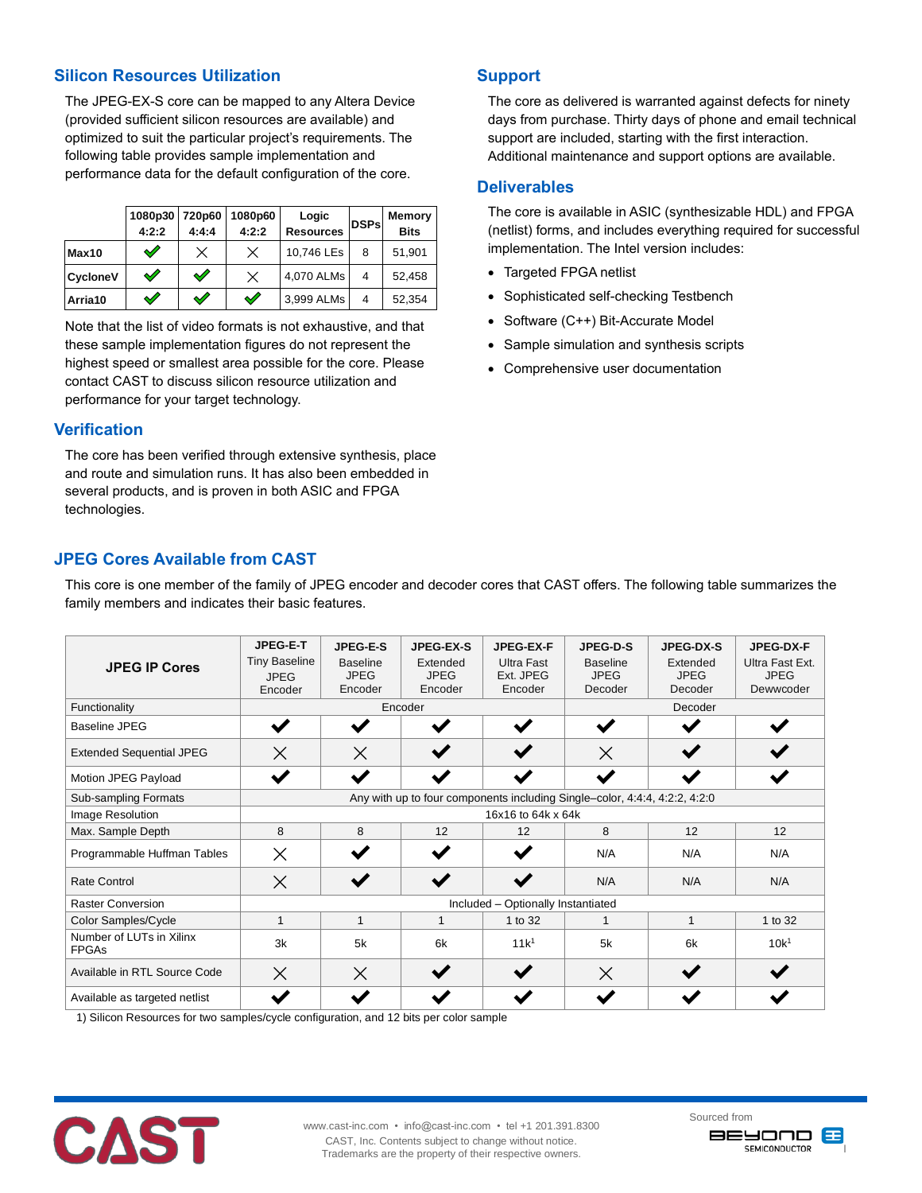## Silicon Resources Utilization

The JPEG-EX-S core can be mapped to any Altera Device (provided sufficient silicon resources are available) and optimized to suit the particular project's requirements. The following table provides sample implementation and performance data for the default configuration of the core.

| | 1080p30 4:2:2 | 720p60 4:4:4 | 1080p60 4:2:2 | Logic Resources | DSPs | Memory Bits |
|---|---|---|---|---|---|---|
| **Max10** | ✔ | ✗ | ✗ | 10,746 LEs | 8 | 51,901 |
| **CycloneV** | ✔ | ✔ | ✗ | 4,070 ALMs | 4 | 52,458 |
| **Arria10** | ✔ | ✔ | ✔ | 3,999 ALMs | 4 | 52,354 |

Note that the list of video formats is not exhaustive, and that these sample implementation figures do not represent the highest speed or smallest area possible for the core. Please contact CAST to discuss silicon resource utilization and performance for your target technology.

## Verification

The core has been verified through extensive synthesis, place and route and simulation runs. It has also been embedded in several products, and is proven in both ASIC and FPGA technologies.

## Support

The core as delivered is warranted against defects for ninety days from purchase. Thirty days of phone and email technical support are included, starting with the first interaction. Additional maintenance and support options are available.

## Deliverables

The core is available in ASIC (synthesizable HDL) and FPGA (netlist) forms, and includes everything required for successful implementation. The Intel version includes:

- Targeted FPGA netlist
- Sophisticated self-checking Testbench
- Software (C++) Bit-Accurate Model
- Sample simulation and synthesis scripts
- Comprehensive user documentation

## JPEG Cores Available from CAST

This core is one member of the family of JPEG encoder and decoder cores that CAST offers. The following table summarizes the family members and indicates their basic features.

| JPEG IP Cores | JPEG-E-T Tiny Baseline JPEG Encoder | JPEG-E-S Baseline JPEG Encoder | JPEG-EX-S Extended JPEG Encoder | JPEG-EX-F Ultra Fast Ext. JPEG Encoder | JPEG-D-S Baseline JPEG Decoder | JPEG-DX-S Extended JPEG Decoder | JPEG-DX-F Ultra Fast Ext. JPEG Dewwcoder |
|---|---|---|---|---|---|---|---|
| Functionality | Encoder | | | | Decoder | | |
| Baseline JPEG | ✔ | ✔ | ✔ | ✔ | ✔ | ✔ | ✔ |
| Extended Sequential JPEG | ✗ | ✗ | ✔ | ✔ | ✗ | ✔ | ✔ |
| Motion JPEG Payload | ✔ | ✔ | ✔ | ✔ | ✔ | ✔ | ✔ |
| Sub-sampling Formats | Any with up to four components including Single–color, 4:4:4, 4:2:2, 4:2:0 | | | | | | |
| Image Resolution | 16x16 to 64k x 64k | | | | | | |
| Max. Sample Depth | 8 | 8 | 12 | 12 | 8 | 12 | 12 |
| Programmable Huffman Tables | ✗ | ✔ | ✔ | ✔ | N/A | N/A | N/A |
| Rate Control | ✗ | ✔ | ✔ | ✔ | N/A | N/A | N/A |
| Raster Conversion | Included – Optionally Instantiated | | | | | | |
| Color Samples/Cycle | 1 | 1 | 1 | 1 to 32 | 1 | 1 | 1 to 32 |
| Number of LUTs in Xilinx FPGAs | 3k | 5k | 6k | 11k[1] | 5k | 6k | 10k[1] |
| Available in RTL Source Code | ✗ | ✗ | ✔ | ✔ | ✗ | ✔ | ✔ |
| Available as targeted netlist | ✔ | ✔ | ✔ | ✔ | ✔ | ✔ | ✔ |

1) Silicon Resources for two samples/cycle configuration, and 12 bits per color sample

www.cast-inc.com • info@cast-inc.com • tel +1 201.391.8300
CAST, Inc. Contents subject to change without notice.
Trademarks are the property of their respective owners.

Sourced from BEYOND SEMICONDUCTOR